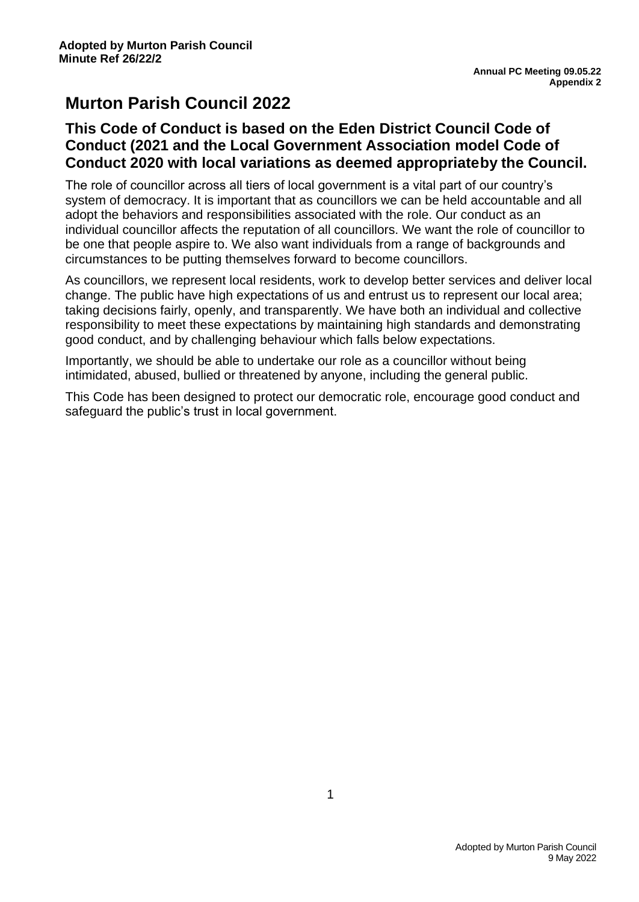**Adopted by Murton Parish Council**
**Minute Ref 26/22/2**

**Annual PC Meeting 09.05.22**
**Appendix 2**

# Murton Parish Council 2022

## This Code of Conduct is based on the Eden District Council Code of Conduct (2021 and the Local Government Association model Code of Conduct 2020 with local variations as deemed appropriateby the Council.

The role of councillor across all tiers of local government is a vital part of our country's system of democracy. It is important that as councillors we can be held accountable and all adopt the behaviors and responsibilities associated with the role. Our conduct as an individual councillor affects the reputation of all councillors. We want the role of councillor to be one that people aspire to. We also want individuals from a range of backgrounds and circumstances to be putting themselves forward to become councillors.

As councillors, we represent local residents, work to develop better services and deliver local change. The public have high expectations of us and entrust us to represent our local area; taking decisions fairly, openly, and transparently. We have both an individual and collective responsibility to meet these expectations by maintaining high standards and demonstrating good conduct, and by challenging behaviour which falls below expectations.

Importantly, we should be able to undertake our role as a councillor without being intimidated, abused, bullied or threatened by anyone, including the general public.

This Code has been designed to protect our democratic role, encourage good conduct and safeguard the public's trust in local government.

Adopted by Murton Parish Council
9 May 2022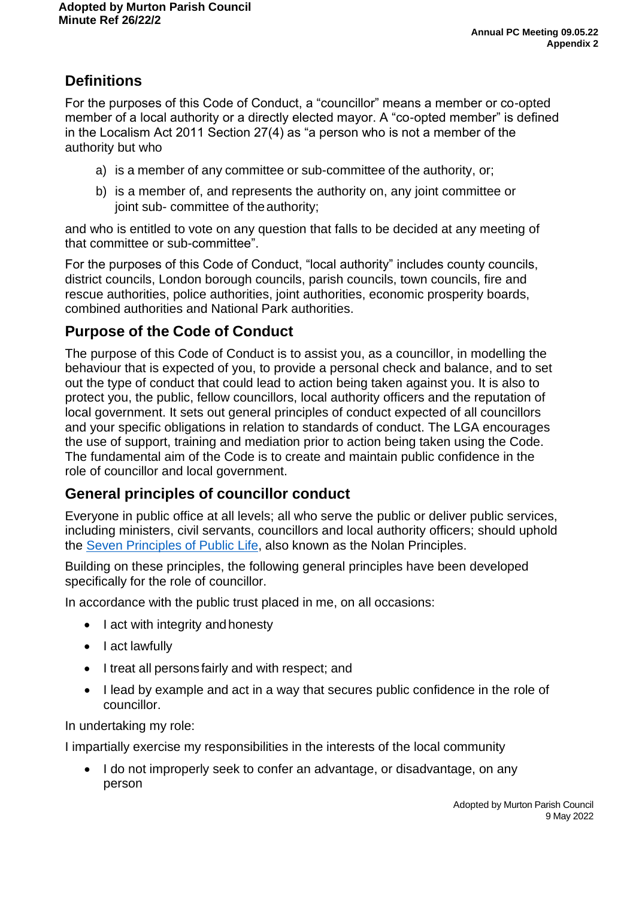## Definitions

For the purposes of this Code of Conduct, a "councillor" means a member or co-opted member of a local authority or a directly elected mayor. A "co-opted member" is defined in the Localism Act 2011 Section 27(4) as "a person who is not a member of the authority but who

a) is a member of any committee or sub-committee of the authority, or;

b) is a member of, and represents the authority on, any joint committee or joint sub- committee of the authority;

and who is entitled to vote on any question that falls to be decided at any meeting of that committee or sub-committee".

For the purposes of this Code of Conduct, "local authority" includes county councils, district councils, London borough councils, parish councils, town councils, fire and rescue authorities, police authorities, joint authorities, economic prosperity boards, combined authorities and National Park authorities.

## Purpose of the Code of Conduct

The purpose of this Code of Conduct is to assist you, as a councillor, in modelling the behaviour that is expected of you, to provide a personal check and balance, and to set out the type of conduct that could lead to action being taken against you. It is also to protect you, the public, fellow councillors, local authority officers and the reputation of local government. It sets out general principles of conduct expected of all councillors and your specific obligations in relation to standards of conduct. The LGA encourages the use of support, training and mediation prior to action being taken using the Code. The fundamental aim of the Code is to create and maintain public confidence in the role of councillor and local government.

## General principles of councillor conduct

Everyone in public office at all levels; all who serve the public or deliver public services, including ministers, civil servants, councillors and local authority officers; should uphold the [Seven Principles of Public Life](), also known as the Nolan Principles.

Building on these principles, the following general principles have been developed specifically for the role of councillor.

In accordance with the public trust placed in me, on all occasions:

- I act with integrity and honesty
- I act lawfully
- I treat all persons fairly and with respect; and
- I lead by example and act in a way that secures public confidence in the role of councillor.

In undertaking my role:

I impartially exercise my responsibilities in the interests of the local community

- I do not improperly seek to confer an advantage, or disadvantage, on any person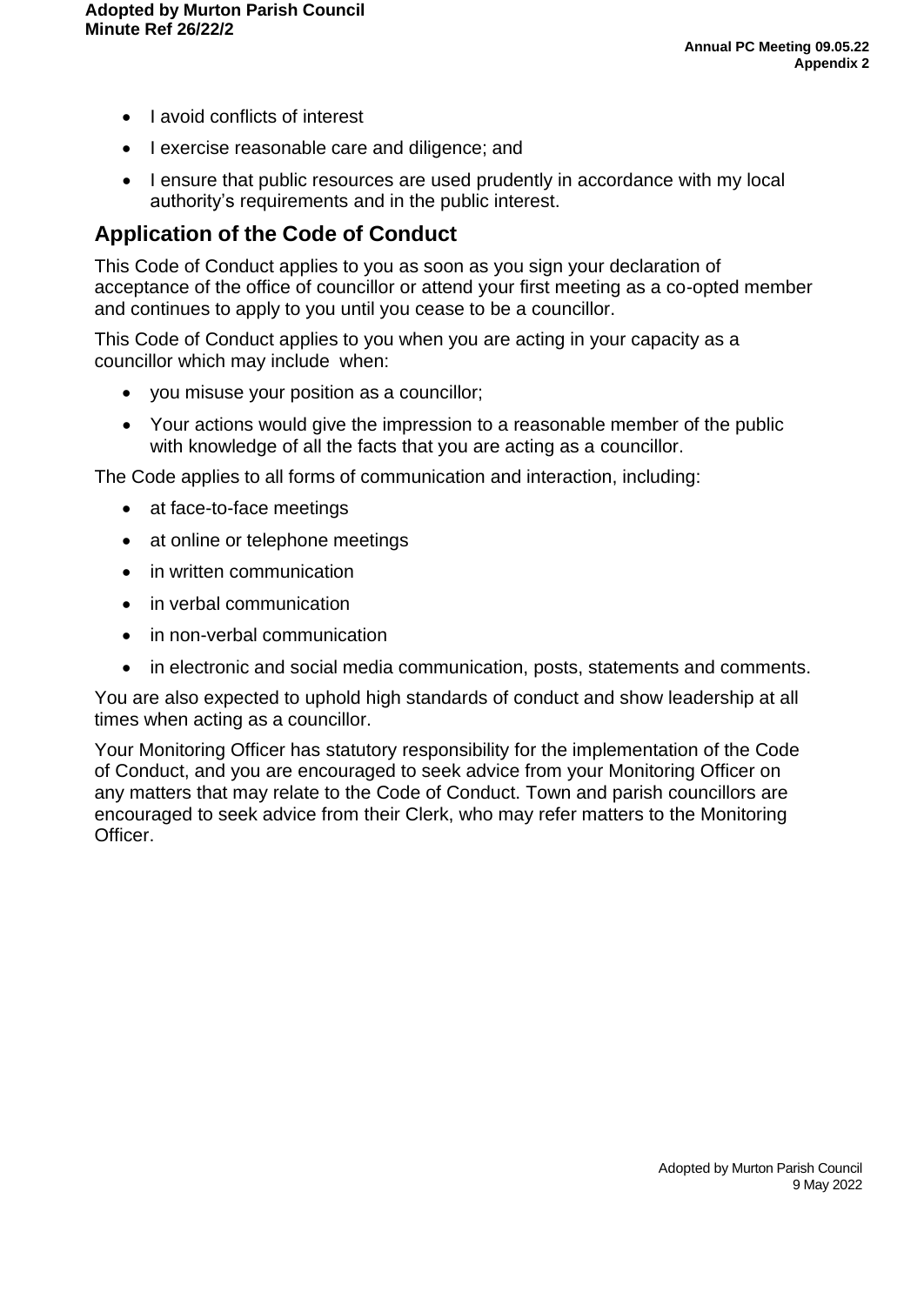- I avoid conflicts of interest
- I exercise reasonable care and diligence; and
- I ensure that public resources are used prudently in accordance with my local authority's requirements and in the public interest.

## Application of the Code of Conduct

This Code of Conduct applies to you as soon as you sign your declaration of acceptance of the office of councillor or attend your first meeting as a co-opted member and continues to apply to you until you cease to be a councillor.

This Code of Conduct applies to you when you are acting in your capacity as a councillor which may include when:

- you misuse your position as a councillor;
- Your actions would give the impression to a reasonable member of the public with knowledge of all the facts that you are acting as a councillor.

The Code applies to all forms of communication and interaction, including:

- at face-to-face meetings
- at online or telephone meetings
- in written communication
- in verbal communication
- in non-verbal communication
- in electronic and social media communication, posts, statements and comments.

You are also expected to uphold high standards of conduct and show leadership at all times when acting as a councillor.

Your Monitoring Officer has statutory responsibility for the implementation of the Code of Conduct, and you are encouraged to seek advice from your Monitoring Officer on any matters that may relate to the Code of Conduct. Town and parish councillors are encouraged to seek advice from their Clerk, who may refer matters to the Monitoring Officer.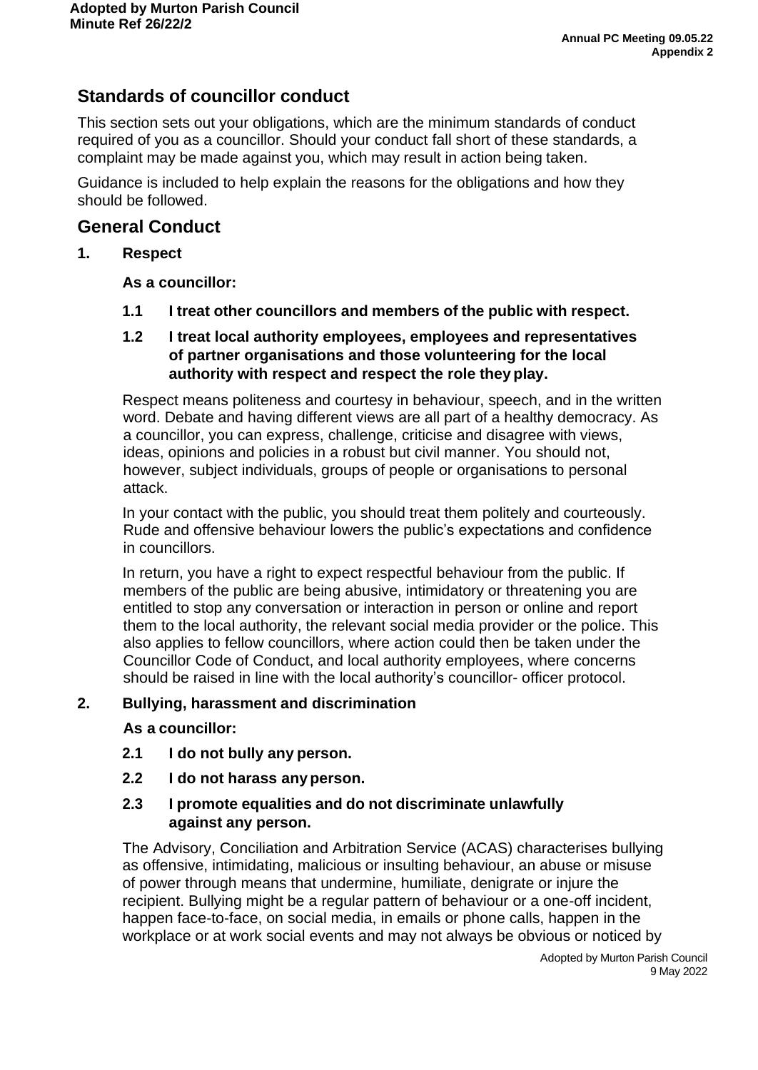## Standards of councillor conduct

This section sets out your obligations, which are the minimum standards of conduct required of you as a councillor. Should your conduct fall short of these standards, a complaint may be made against you, which may result in action being taken.

Guidance is included to help explain the reasons for the obligations and how they should be followed.

## General Conduct

### 1. Respect

**As a councillor:**

**1.1 I treat other councillors and members of the public with respect.**

**1.2 I treat local authority employees, employees and representatives of partner organisations and those volunteering for the local authority with respect and respect the role they play.**

Respect means politeness and courtesy in behaviour, speech, and in the written word. Debate and having different views are all part of a healthy democracy. As a councillor, you can express, challenge, criticise and disagree with views, ideas, opinions and policies in a robust but civil manner. You should not, however, subject individuals, groups of people or organisations to personal attack.

In your contact with the public, you should treat them politely and courteously. Rude and offensive behaviour lowers the public's expectations and confidence in councillors.

In return, you have a right to expect respectful behaviour from the public. If members of the public are being abusive, intimidatory or threatening you are entitled to stop any conversation or interaction in person or online and report them to the local authority, the relevant social media provider or the police. This also applies to fellow councillors, where action could then be taken under the Councillor Code of Conduct, and local authority employees, where concerns should be raised in line with the local authority's councillor- officer protocol.

### 2. Bullying, harassment and discrimination

**As a councillor:**

**2.1 I do not bully any person.**

**2.2 I do not harass any person.**

**2.3 I promote equalities and do not discriminate unlawfully against any person.**

The Advisory, Conciliation and Arbitration Service (ACAS) characterises bullying as offensive, intimidating, malicious or insulting behaviour, an abuse or misuse of power through means that undermine, humiliate, denigrate or injure the recipient. Bullying might be a regular pattern of behaviour or a one-off incident, happen face-to-face, on social media, in emails or phone calls, happen in the workplace or at work social events and may not always be obvious or noticed by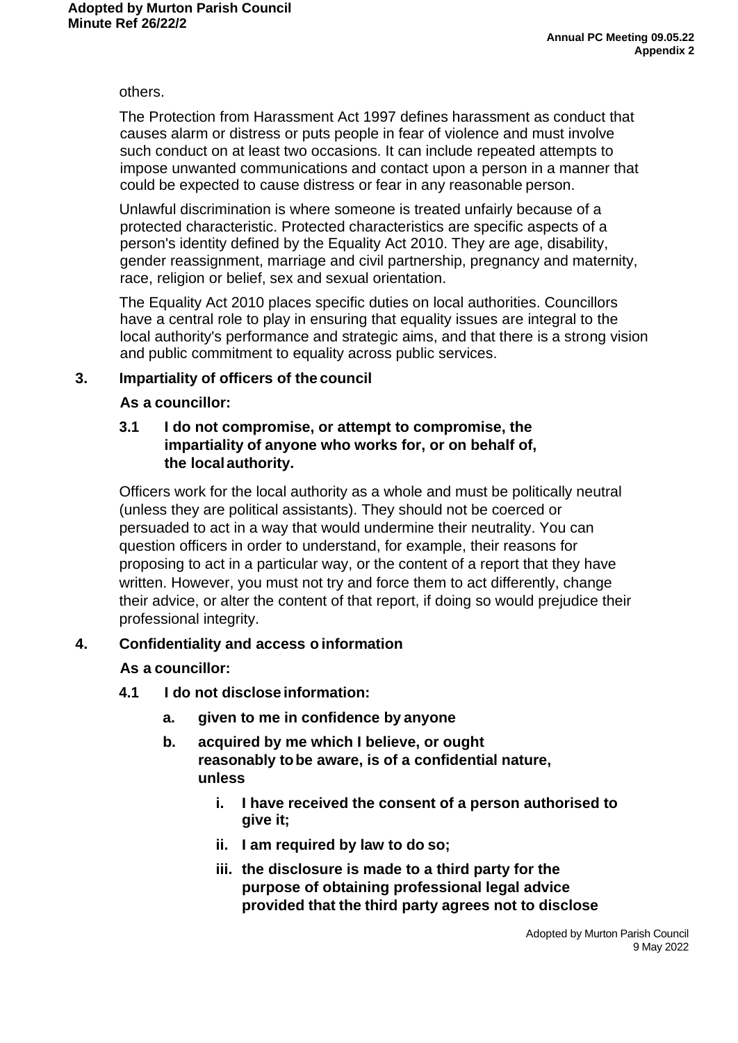others.

The Protection from Harassment Act 1997 defines harassment as conduct that causes alarm or distress or puts people in fear of violence and must involve such conduct on at least two occasions. It can include repeated attempts to impose unwanted communications and contact upon a person in a manner that could be expected to cause distress or fear in any reasonable person.

Unlawful discrimination is where someone is treated unfairly because of a protected characteristic. Protected characteristics are specific aspects of a person's identity defined by the Equality Act 2010. They are age, disability, gender reassignment, marriage and civil partnership, pregnancy and maternity, race, religion or belief, sex and sexual orientation.

The Equality Act 2010 places specific duties on local authorities. Councillors have a central role to play in ensuring that equality issues are integral to the local authority's performance and strategic aims, and that there is a strong vision and public commitment to equality across public services.

## 3. Impartiality of officers of the council

**As a councillor:**

**3.1 I do not compromise, or attempt to compromise, the impartiality of anyone who works for, or on behalf of, the local authority.**

Officers work for the local authority as a whole and must be politically neutral (unless they are political assistants). They should not be coerced or persuaded to act in a way that would undermine their neutrality. You can question officers in order to understand, for example, their reasons for proposing to act in a particular way, or the content of a report that they have written. However, you must not try and force them to act differently, change their advice, or alter the content of that report, if doing so would prejudice their professional integrity.

## 4. Confidentiality and access o information

**As a councillor:**

**4.1 I do not disclose information:**

- **a. given to me in confidence by anyone**
- **b. acquired by me which I believe, or ought reasonably to be aware, is of a confidential nature, unless**
  - **i. I have received the consent of a person authorised to give it;**
  - **ii. I am required by law to do so;**
  - **iii. the disclosure is made to a third party for the purpose of obtaining professional legal advice provided that the third party agrees not to disclose**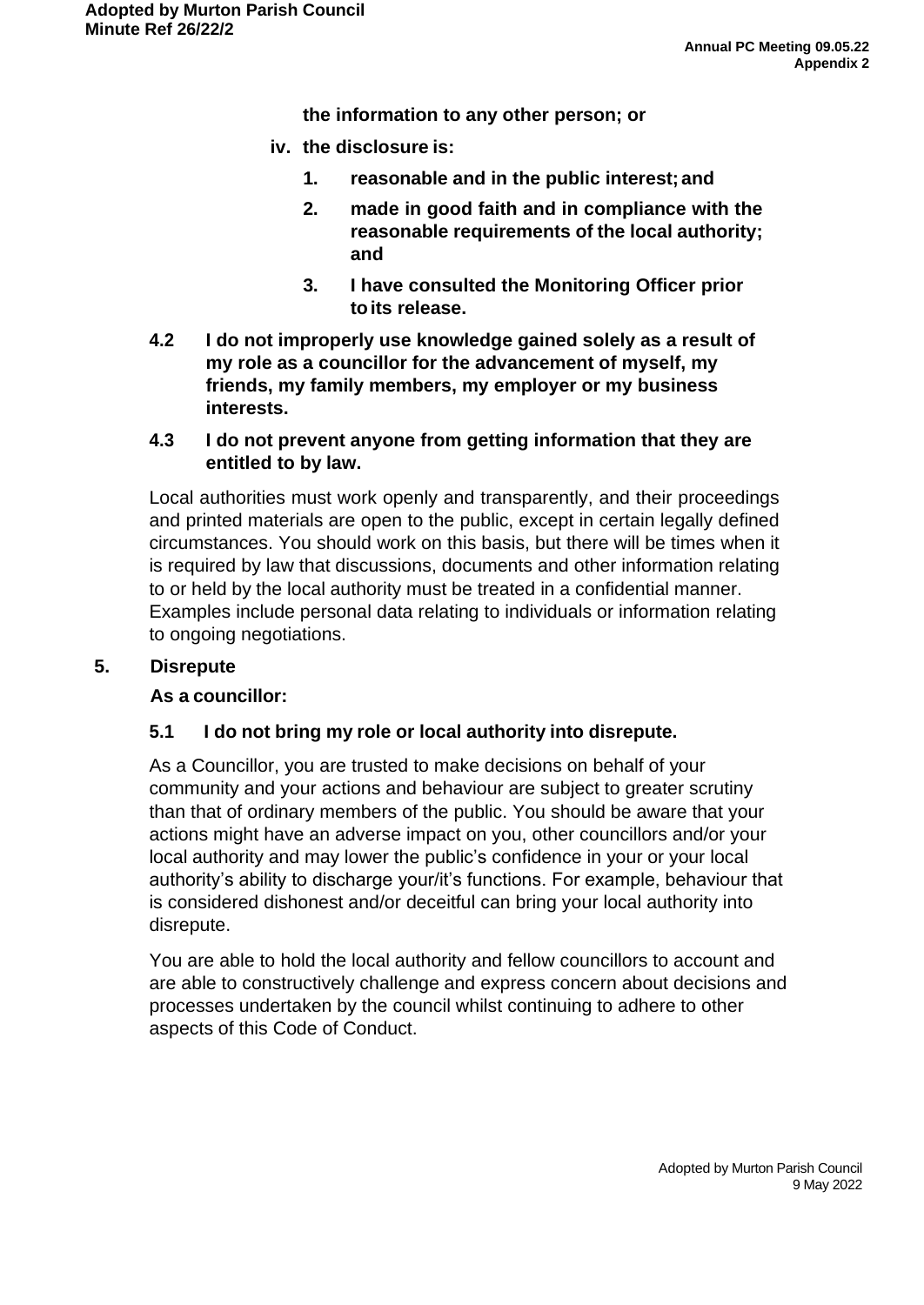**the information to any other person; or**

**iv. the disclosure is:**

1. **reasonable and in the public interest; and**
2. **made in good faith and in compliance with the reasonable requirements of the local authority; and**
3. **I have consulted the Monitoring Officer prior to its release.**

**4.2 I do not improperly use knowledge gained solely as a result of my role as a councillor for the advancement of myself, my friends, my family members, my employer or my business interests.**

**4.3 I do not prevent anyone from getting information that they are entitled to by law.**

Local authorities must work openly and transparently, and their proceedings and printed materials are open to the public, except in certain legally defined circumstances. You should work on this basis, but there will be times when it is required by law that discussions, documents and other information relating to or held by the local authority must be treated in a confidential manner. Examples include personal data relating to individuals or information relating to ongoing negotiations.

## 5. Disrepute

**As a councillor:**

**5.1 I do not bring my role or local authority into disrepute.**

As a Councillor, you are trusted to make decisions on behalf of your community and your actions and behaviour are subject to greater scrutiny than that of ordinary members of the public. You should be aware that your actions might have an adverse impact on you, other councillors and/or your local authority and may lower the public's confidence in your or your local authority's ability to discharge your/it's functions. For example, behaviour that is considered dishonest and/or deceitful can bring your local authority into disrepute.

You are able to hold the local authority and fellow councillors to account and are able to constructively challenge and express concern about decisions and processes undertaken by the council whilst continuing to adhere to other aspects of this Code of Conduct.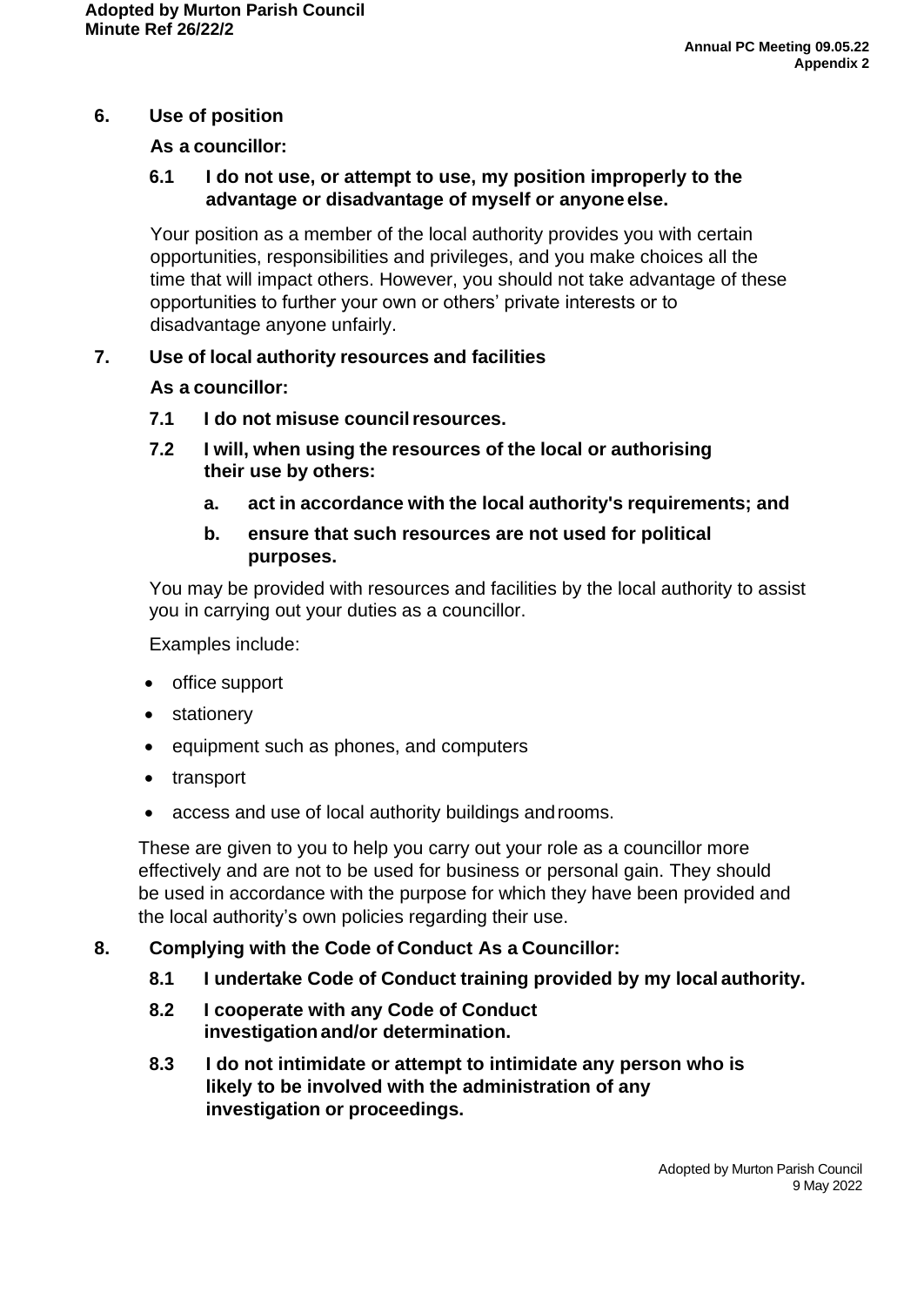## 6. Use of position

**As a councillor:**

**6.1 I do not use, or attempt to use, my position improperly to the advantage or disadvantage of myself or anyone else.**

Your position as a member of the local authority provides you with certain opportunities, responsibilities and privileges, and you make choices all the time that will impact others. However, you should not take advantage of these opportunities to further your own or others' private interests or to disadvantage anyone unfairly.

## 7. Use of local authority resources and facilities

**As a councillor:**

**7.1 I do not misuse council resources.**

**7.2 I will, when using the resources of the local or authorising their use by others:**

- **a. act in accordance with the local authority's requirements; and**
- **b. ensure that such resources are not used for political purposes.**

You may be provided with resources and facilities by the local authority to assist you in carrying out your duties as a councillor.

Examples include:

- office support
- stationery
- equipment such as phones, and computers
- transport
- access and use of local authority buildings and rooms.

These are given to you to help you carry out your role as a councillor more effectively and are not to be used for business or personal gain. They should be used in accordance with the purpose for which they have been provided and the local authority's own policies regarding their use.

## 8. Complying with the Code of Conduct As a Councillor:

**8.1 I undertake Code of Conduct training provided by my local authority.**

**8.2 I cooperate with any Code of Conduct investigation and/or determination.**

**8.3 I do not intimidate or attempt to intimidate any person who is likely to be involved with the administration of any investigation or proceedings.**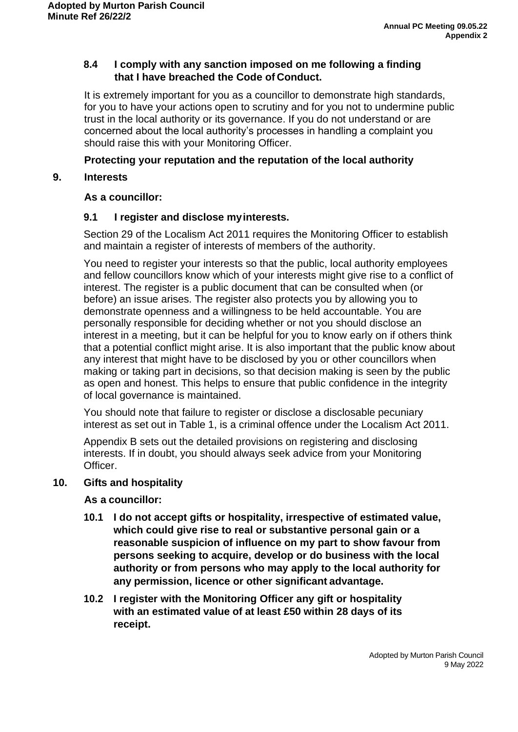**8.4 I comply with any sanction imposed on me following a finding that I have breached the Code of Conduct.**

It is extremely important for you as a councillor to demonstrate high standards, for you to have your actions open to scrutiny and for you not to undermine public trust in the local authority or its governance. If you do not understand or are concerned about the local authority's processes in handling a complaint you should raise this with your Monitoring Officer.

**Protecting your reputation and the reputation of the local authority**

## 9. Interests

**As a councillor:**

**9.1 I register and disclose my interests.**

Section 29 of the Localism Act 2011 requires the Monitoring Officer to establish and maintain a register of interests of members of the authority.

You need to register your interests so that the public, local authority employees and fellow councillors know which of your interests might give rise to a conflict of interest. The register is a public document that can be consulted when (or before) an issue arises. The register also protects you by allowing you to demonstrate openness and a willingness to be held accountable. You are personally responsible for deciding whether or not you should disclose an interest in a meeting, but it can be helpful for you to know early on if others think that a potential conflict might arise. It is also important that the public know about any interest that might have to be disclosed by you or other councillors when making or taking part in decisions, so that decision making is seen by the public as open and honest. This helps to ensure that public confidence in the integrity of local governance is maintained.

You should note that failure to register or disclose a disclosable pecuniary interest as set out in Table 1, is a criminal offence under the Localism Act 2011.

Appendix B sets out the detailed provisions on registering and disclosing interests. If in doubt, you should always seek advice from your Monitoring Officer.

## 10. Gifts and hospitality

**As a councillor:**

**10.1 I do not accept gifts or hospitality, irrespective of estimated value, which could give rise to real or substantive personal gain or a reasonable suspicion of influence on my part to show favour from persons seeking to acquire, develop or do business with the local authority or from persons who may apply to the local authority for any permission, licence or other significant advantage.**

**10.2 I register with the Monitoring Officer any gift or hospitality with an estimated value of at least £50 within 28 days of its receipt.**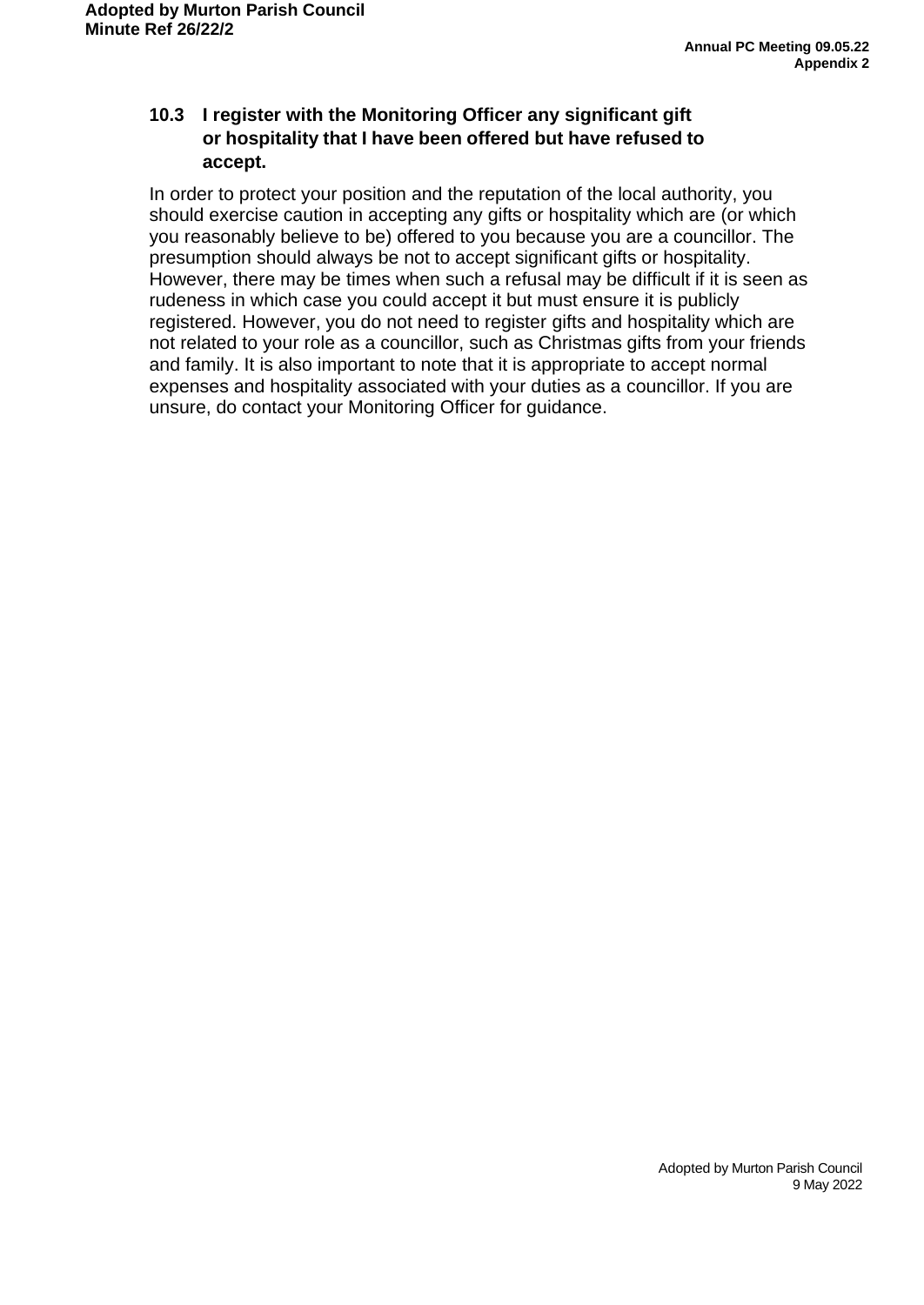### 10.3 I register with the Monitoring Officer any significant gift or hospitality that I have been offered but have refused to accept.

In order to protect your position and the reputation of the local authority, you should exercise caution in accepting any gifts or hospitality which are (or which you reasonably believe to be) offered to you because you are a councillor. The presumption should always be not to accept significant gifts or hospitality. However, there may be times when such a refusal may be difficult if it is seen as rudeness in which case you could accept it but must ensure it is publicly registered. However, you do not need to register gifts and hospitality which are not related to your role as a councillor, such as Christmas gifts from your friends and family. It is also important to note that it is appropriate to accept normal expenses and hospitality associated with your duties as a councillor. If you are unsure, do contact your Monitoring Officer for guidance.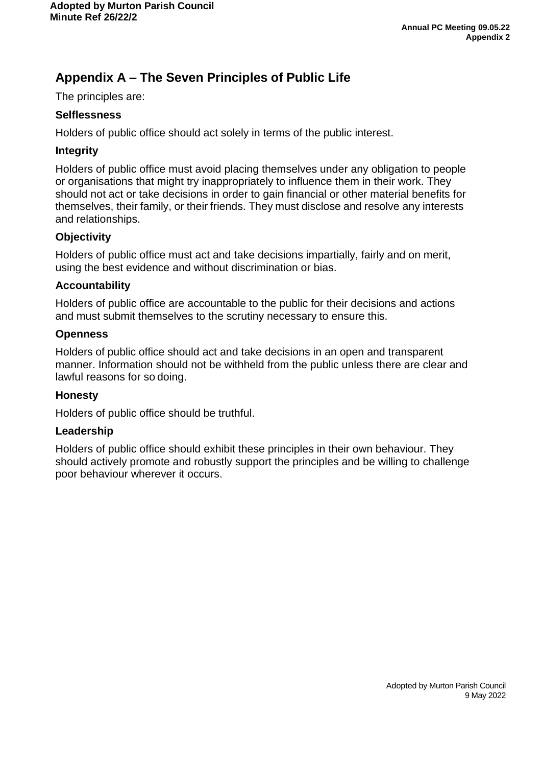**Adopted by Murton Parish Council**
**Minute Ref 26/22/2**

**Annual PC Meeting 09.05.22**
**Appendix 2**

## Appendix A – The Seven Principles of Public Life

The principles are:

### Selflessness

Holders of public office should act solely in terms of the public interest.

### Integrity

Holders of public office must avoid placing themselves under any obligation to people or organisations that might try inappropriately to influence them in their work. They should not act or take decisions in order to gain financial or other material benefits for themselves, their family, or their friends. They must disclose and resolve any interests and relationships.

### Objectivity

Holders of public office must act and take decisions impartially, fairly and on merit, using the best evidence and without discrimination or bias.

### Accountability

Holders of public office are accountable to the public for their decisions and actions and must submit themselves to the scrutiny necessary to ensure this.

### Openness

Holders of public office should act and take decisions in an open and transparent manner. Information should not be withheld from the public unless there are clear and lawful reasons for so doing.

### Honesty

Holders of public office should be truthful.

### Leadership

Holders of public office should exhibit these principles in their own behaviour. They should actively promote and robustly support the principles and be willing to challenge poor behaviour wherever it occurs.

Adopted by Murton Parish Council
9 May 2022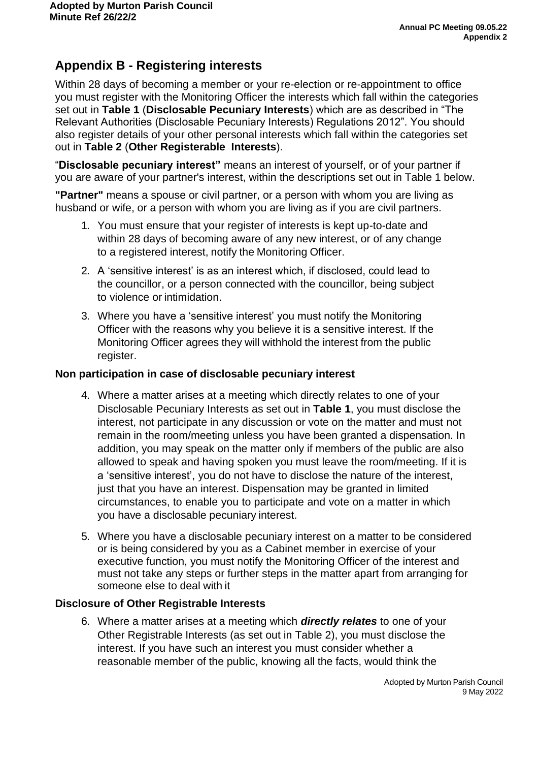## Appendix B - Registering interests

Within 28 days of becoming a member or your re-election or re-appointment to office you must register with the Monitoring Officer the interests which fall within the categories set out in **Table 1** (**Disclosable Pecuniary Interests**) which are as described in "The Relevant Authorities (Disclosable Pecuniary Interests) Regulations 2012". You should also register details of your other personal interests which fall within the categories set out in **Table 2** (**Other Registerable Interests**).

"**Disclosable pecuniary interest"** means an interest of yourself, or of your partner if you are aware of your partner's interest, within the descriptions set out in Table 1 below.

**"Partner"** means a spouse or civil partner, or a person with whom you are living as husband or wife, or a person with whom you are living as if you are civil partners.

1. You must ensure that your register of interests is kept up-to-date and within 28 days of becoming aware of any new interest, or of any change to a registered interest, notify the Monitoring Officer.
2. A 'sensitive interest' is as an interest which, if disclosed, could lead to the councillor, or a person connected with the councillor, being subject to violence or intimidation.
3. Where you have a 'sensitive interest' you must notify the Monitoring Officer with the reasons why you believe it is a sensitive interest. If the Monitoring Officer agrees they will withhold the interest from the public register.

### Non participation in case of disclosable pecuniary interest

4. Where a matter arises at a meeting which directly relates to one of your Disclosable Pecuniary Interests as set out in **Table 1**, you must disclose the interest, not participate in any discussion or vote on the matter and must not remain in the room/meeting unless you have been granted a dispensation. In addition, you may speak on the matter only if members of the public are also allowed to speak and having spoken you must leave the room/meeting. If it is a 'sensitive interest', you do not have to disclose the nature of the interest, just that you have an interest. Dispensation may be granted in limited circumstances, to enable you to participate and vote on a matter in which you have a disclosable pecuniary interest.
5. Where you have a disclosable pecuniary interest on a matter to be considered or is being considered by you as a Cabinet member in exercise of your executive function, you must notify the Monitoring Officer of the interest and must not take any steps or further steps in the matter apart from arranging for someone else to deal with it

### Disclosure of Other Registrable Interests

6. Where a matter arises at a meeting which ***directly relates*** to one of your Other Registrable Interests (as set out in Table 2), you must disclose the interest. If you have such an interest you must consider whether a reasonable member of the public, knowing all the facts, would think the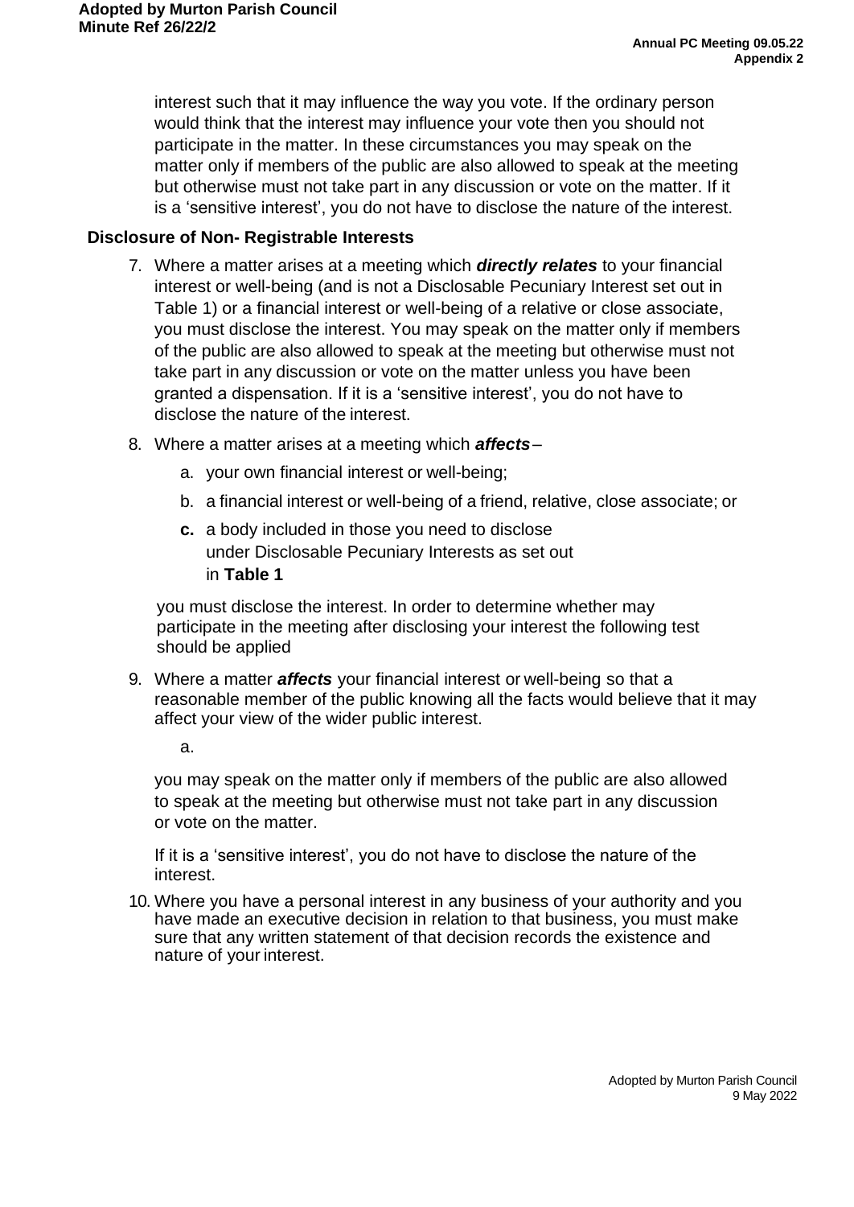interest such that it may influence the way you vote. If the ordinary person would think that the interest may influence your vote then you should not participate in the matter. In these circumstances you may speak on the matter only if members of the public are also allowed to speak at the meeting but otherwise must not take part in any discussion or vote on the matter. If it is a 'sensitive interest', you do not have to disclose the nature of the interest.

**Disclosure of Non- Registrable Interests**

7. Where a matter arises at a meeting which ***directly relates*** to your financial interest or well-being (and is not a Disclosable Pecuniary Interest set out in Table 1) or a financial interest or well-being of a relative or close associate, you must disclose the interest. You may speak on the matter only if members of the public are also allowed to speak at the meeting but otherwise must not take part in any discussion or vote on the matter unless you have been granted a dispensation. If it is a 'sensitive interest', you do not have to disclose the nature of the interest.

8. Where a matter arises at a meeting which ***affects*** –
   a. your own financial interest or well-being;
   b. a financial interest or well-being of a friend, relative, close associate; or
   **c.** a body included in those you need to disclose under Disclosable Pecuniary Interests as set out in **Table 1**

   you must disclose the interest. In order to determine whether may participate in the meeting after disclosing your interest the following test should be applied

9. Where a matter ***affects*** your financial interest or well-being so that a reasonable member of the public knowing all the facts would believe that it may affect your view of the wider public interest.
   a.

   you may speak on the matter only if members of the public are also allowed to speak at the meeting but otherwise must not take part in any discussion or vote on the matter.

   If it is a 'sensitive interest', you do not have to disclose the nature of the interest.

10. Where you have a personal interest in any business of your authority and you have made an executive decision in relation to that business, you must make sure that any written statement of that decision records the existence and nature of your interest.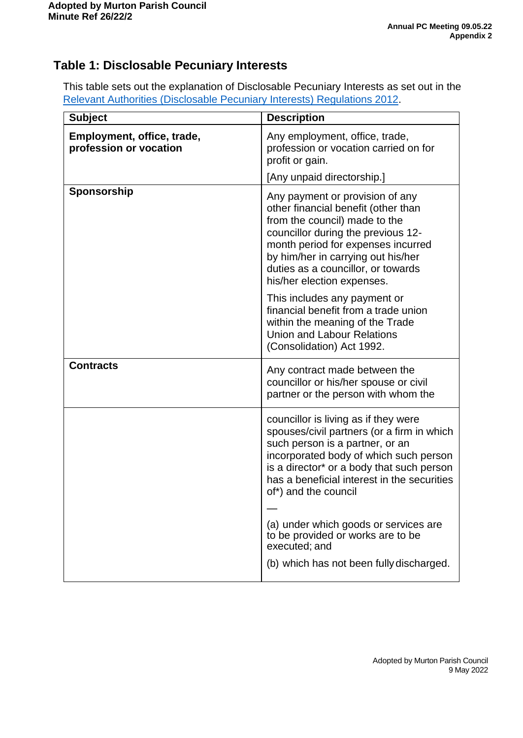Adopted by Murton Parish Council
Minute Ref 26/22/2

Annual PC Meeting 09.05.22
Appendix 2

## Table 1: Disclosable Pecuniary Interests

This table sets out the explanation of Disclosable Pecuniary Interests as set out in the Relevant Authorities (Disclosable Pecuniary Interests) Regulations 2012.

| Subject | Description |
|---|---|
| **Employment, office, trade, profession or vocation** | Any employment, office, trade, profession or vocation carried on for profit or gain. [Any unpaid directorship.] |
| **Sponsorship** | Any payment or provision of any other financial benefit (other than from the council) made to the councillor during the previous 12-month period for expenses incurred by him/her in carrying out his/her duties as a councillor, or towards his/her election expenses. This includes any payment or financial benefit from a trade union within the meaning of the Trade Union and Labour Relations (Consolidation) Act 1992. |
| **Contracts** | Any contract made between the councillor or his/her spouse or civil partner or the person with whom the councillor is living as if they were spouses/civil partners (or a firm in which such person is a partner, or an incorporated body of which such person is a director* or a body that such person has a beneficial interest in the securities of*) and the council — (a) under which goods or services are to be provided or works are to be executed; and (b) which has not been fully discharged. |

Adopted by Murton Parish Council
9 May 2022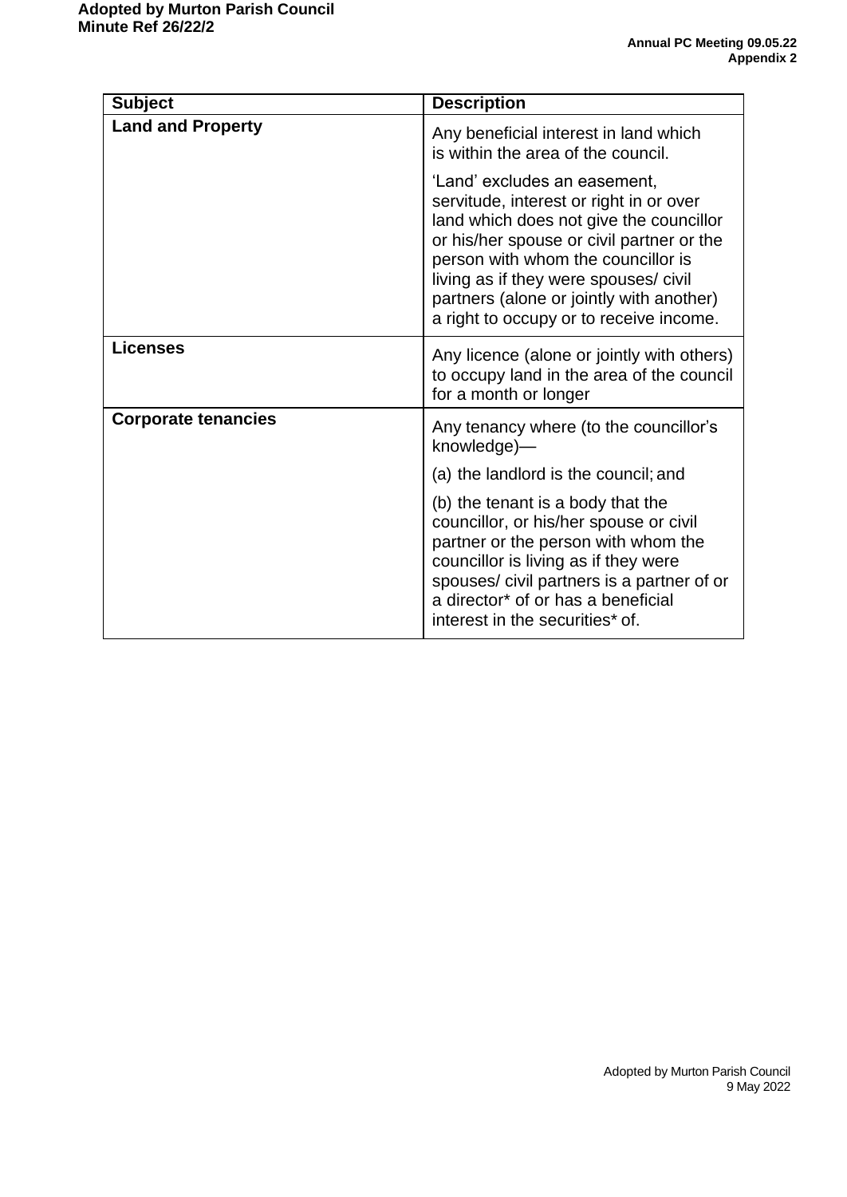| Subject | Description |
|---|---|
| **Land and Property** | Any beneficial interest in land which is within the area of the council.<br><br>'Land' excludes an easement, servitude, interest or right in or over land which does not give the councillor or his/her spouse or civil partner or the person with whom the councillor is living as if they were spouses/ civil partners (alone or jointly with another) a right to occupy or to receive income. |
| **Licenses** | Any licence (alone or jointly with others) to occupy land in the area of the council for a month or longer |
| **Corporate tenancies** | Any tenancy where (to the councillor's knowledge)—<br><br>(a) the landlord is the council; and<br><br>(b) the tenant is a body that the councillor, or his/her spouse or civil partner or the person with whom the councillor is living as if they were spouses/ civil partners is a partner of or a director* of or has a beneficial interest in the securities* of. |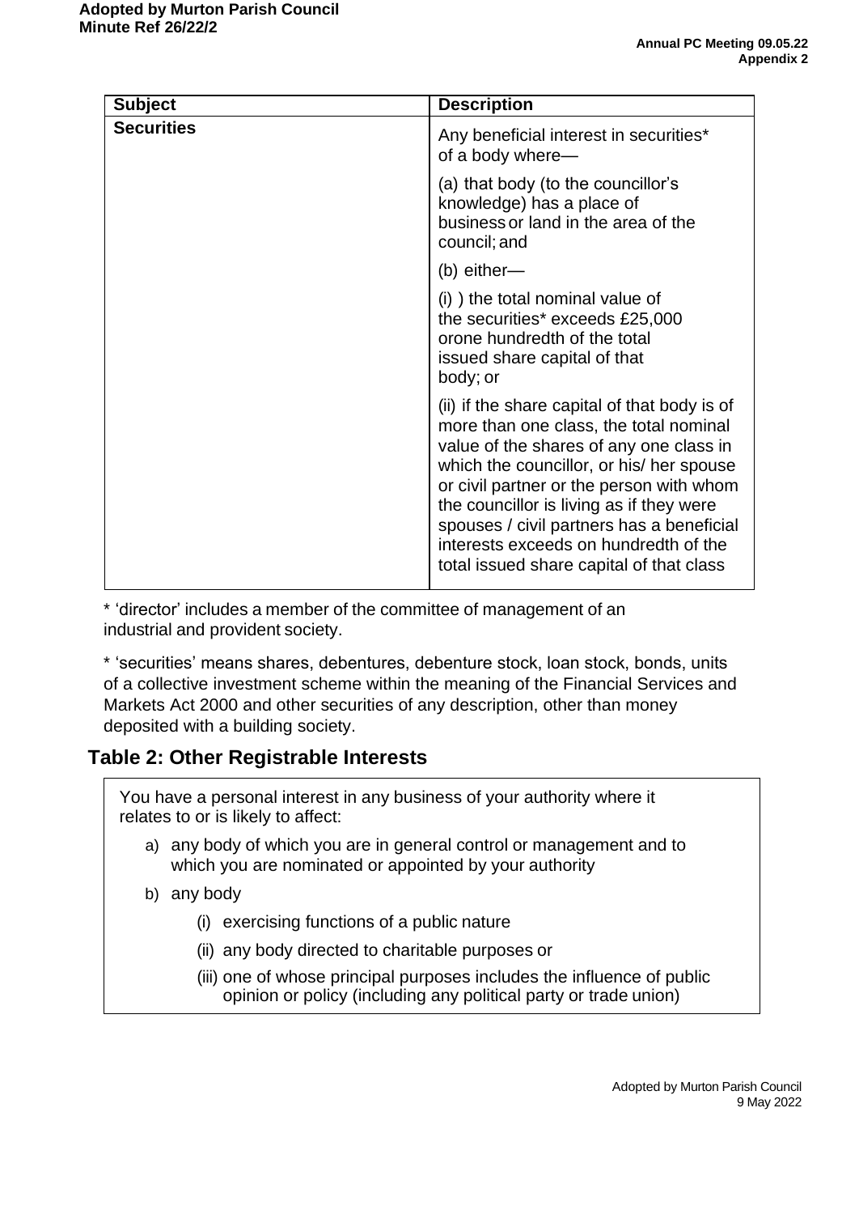| Subject | Description |
| --- | --- |
| **Securities** | Any beneficial interest in securities* of a body where—<br><br>(a) that body (to the councillor's knowledge) has a place of business or land in the area of the council; and<br><br>(b) either—<br><br>(i) ) the total nominal value of the securities* exceeds £25,000 orone hundredth of the total issued share capital of that body; or<br><br>(ii) if the share capital of that body is of more than one class, the total nominal value of the shares of any one class in which the councillor, or his/ her spouse or civil partner or the person with whom the councillor is living as if they were spouses / civil partners has a beneficial interests exceeds on hundredth of the total issued share capital of that class |

* 'director' includes a member of the committee of management of an industrial and provident society.

* 'securities' means shares, debentures, debenture stock, loan stock, bonds, units of a collective investment scheme within the meaning of the Financial Services and Markets Act 2000 and other securities of any description, other than money deposited with a building society.

## Table 2: Other Registrable Interests

You have a personal interest in any business of your authority where it relates to or is likely to affect:

a) any body of which you are in general control or management and to which you are nominated or appointed by your authority
b) any body
   (i) exercising functions of a public nature
   (ii) any body directed to charitable purposes or
   (iii) one of whose principal purposes includes the influence of public opinion or policy (including any political party or trade union)

Adopted by Murton Parish Council
9 May 2022